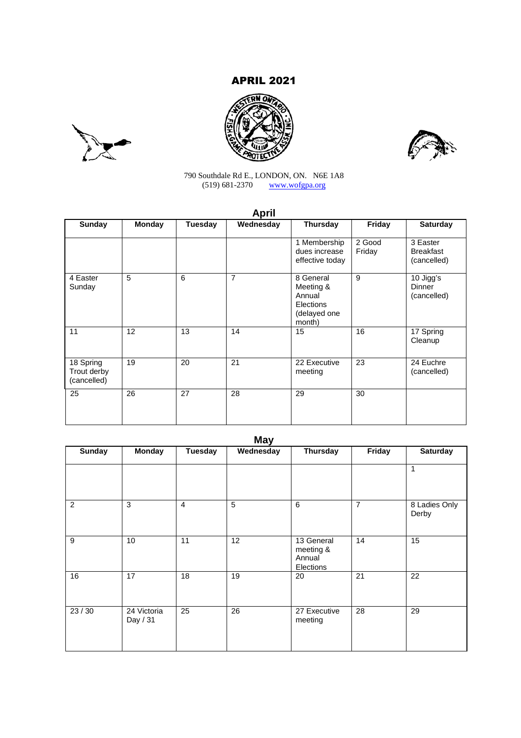# APRIL 2021

790 Southdale Rd E., LONDON, ON. N6E 1A8
(519) 681-2370 www.wofgpa.org

## April

| Sunday | Monday | Tuesday | Wednesday | Thursday | Friday | Saturday |
|---|---|---|---|---|---|---|
| | | | | 1 Membership dues increase effective today | 2 Good Friday | 3 Easter Breakfast (cancelled) |
| 4 Easter Sunday | 5 | 6 | 7 | 8 General Meeting & Annual Elections (delayed one month) | 9 | 10 Jigg's Dinner (cancelled) |
| 11 | 12 | 13 | 14 | 15 | 16 | 17 Spring Cleanup |
| 18 Spring Trout derby (cancelled) | 19 | 20 | 21 | 22 Executive meeting | 23 | 24 Euchre (cancelled) |
| 25 | 26 | 27 | 28 | 29 | 30 | |

## May

| Sunday | Monday | Tuesday | Wednesday | Thursday | Friday | Saturday |
|---|---|---|---|---|---|---|
| | | | | | | 1 |
| 2 | 3 | 4 | 5 | 6 | 7 | 8 Ladies Only Derby |
| 9 | 10 | 11 | 12 | 13 General meeting & Annual Elections | 14 | 15 |
| 16 | 17 | 18 | 19 | 20 | 21 | 22 |
| 23 / 30 | 24 Victoria Day / 31 | 25 | 26 | 27 Executive meeting | 28 | 29 |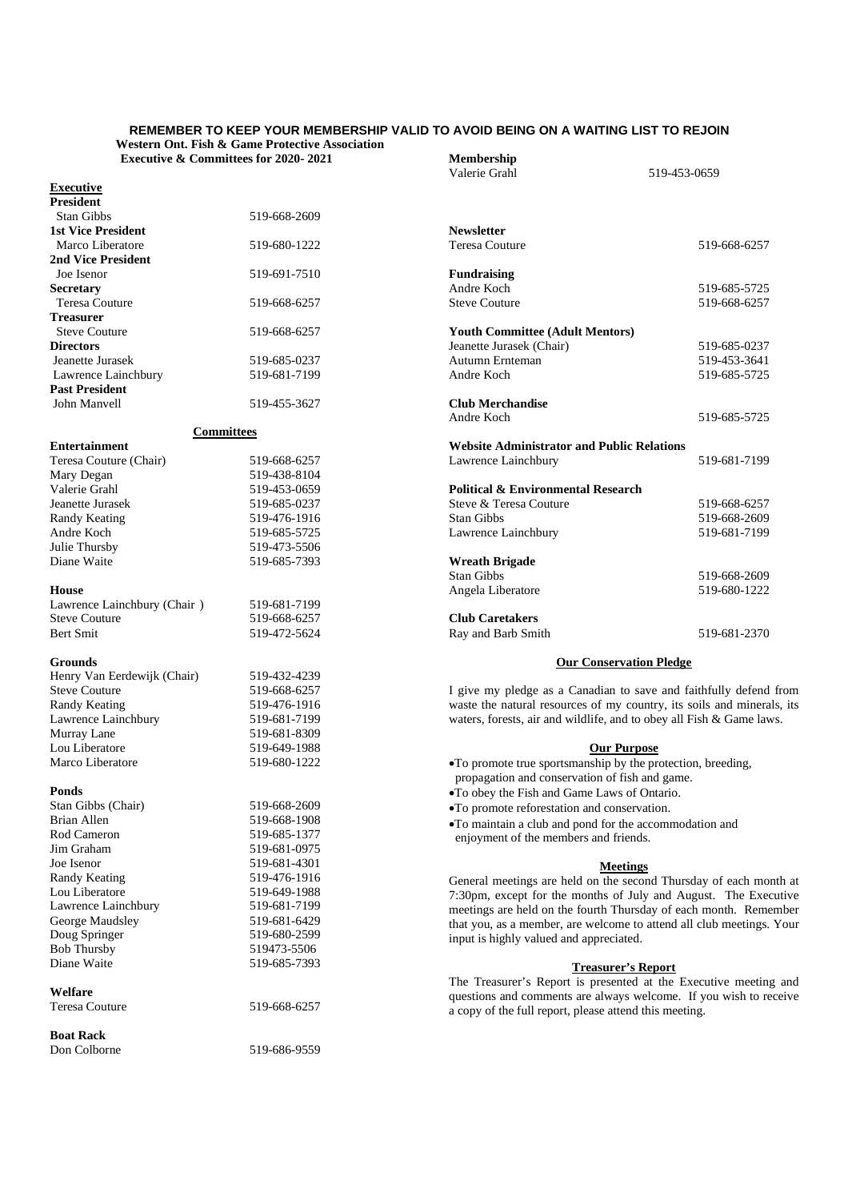**REMEMBER TO KEEP YOUR MEMBERSHIP VALID TO AVOID BEING ON A WAITING LIST TO REJOIN**

**Western Ont. Fish & Game Protective Association**
**Executive & Committees for 2020- 2021**

## Executive

**President**
Stan Gibbs 519-668-2609

**1st Vice President**
Marco Liberatore 519-680-1222

**2nd Vice President**
Joe Isenor 519-691-7510

**Secretary**
Teresa Couture 519-668-6257

**Treasurer**
Steve Couture 519-668-6257

**Directors**
Jeanette Jurasek 519-685-0237
Lawrence Lainchbury 519-681-7199

**Past President**
John Manvell 519-455-3627

## Committees

**Entertainment**
Teresa Couture (Chair) 519-668-6257
Mary Degan 519-438-8104
Valerie Grahl 519-453-0659
Jeanette Jurasek 519-685-0237
Randy Keating 519-476-1916
Andre Koch 519-685-5725
Julie Thursby 519-473-5506
Diane Waite 519-685-7393

**House**
Lawrence Lainchbury (Chair ) 519-681-7199
Steve Couture 519-668-6257
Bert Smit 519-472-5624

**Grounds**
Henry Van Eerdewijk (Chair) 519-432-4239
Steve Couture 519-668-6257
Randy Keating 519-476-1916
Lawrence Lainchbury 519-681-7199
Murray Lane 519-681-8309
Lou Liberatore 519-649-1988
Marco Liberatore 519-680-1222

**Ponds**
Stan Gibbs (Chair) 519-668-2609
Brian Allen 519-668-1908
Rod Cameron 519-685-1377
Jim Graham 519-681-0975
Joe Isenor 519-681-4301
Randy Keating 519-476-1916
Lou Liberatore 519-649-1988
Lawrence Lainchbury 519-681-7199
George Maudsley 519-681-6429
Doug Springer 519-680-2599
Bob Thursby 519473-5506
Diane Waite 519-685-7393

**Welfare**
Teresa Couture 519-668-6257

**Boat Rack**
Don Colborne 519-686-9559

**Membership**
Valerie Grahl 519-453-0659

**Newsletter**
Teresa Couture 519-668-6257

**Fundraising**
Andre Koch 519-685-5725
Steve Couture 519-668-6257

**Youth Committee (Adult Mentors)**
Jeanette Jurasek (Chair) 519-685-0237
Autumn Ernteman 519-453-3641
Andre Koch 519-685-5725

**Club Merchandise**
Andre Koch 519-685-5725

**Website Administrator and Public Relations**
Lawrence Lainchbury 519-681-7199

**Political & Environmental Research**
Steve & Teresa Couture 519-668-6257
Stan Gibbs 519-668-2609
Lawrence Lainchbury 519-681-7199

**Wreath Brigade**
Stan Gibbs 519-668-2609
Angela Liberatore 519-680-1222

**Club Caretakers**
Ray and Barb Smith 519-681-2370

## Our Conservation Pledge

I give my pledge as a Canadian to save and faithfully defend from waste the natural resources of my country, its soils and minerals, its waters, forests, air and wildlife, and to obey all Fish & Game laws.

## Our Purpose

- To promote true sportsmanship by the protection, breeding, propagation and conservation of fish and game.
- To obey the Fish and Game Laws of Ontario.
- To promote reforestation and conservation.
- To maintain a club and pond for the accommodation and enjoyment of the members and friends.

## Meetings

General meetings are held on the second Thursday of each month at 7:30pm, except for the months of July and August. The Executive meetings are held on the fourth Thursday of each month. Remember that you, as a member, are welcome to attend all club meetings. Your input is highly valued and appreciated.

## Treasurer's Report

The Treasurer's Report is presented at the Executive meeting and questions and comments are always welcome. If you wish to receive a copy of the full report, please attend this meeting.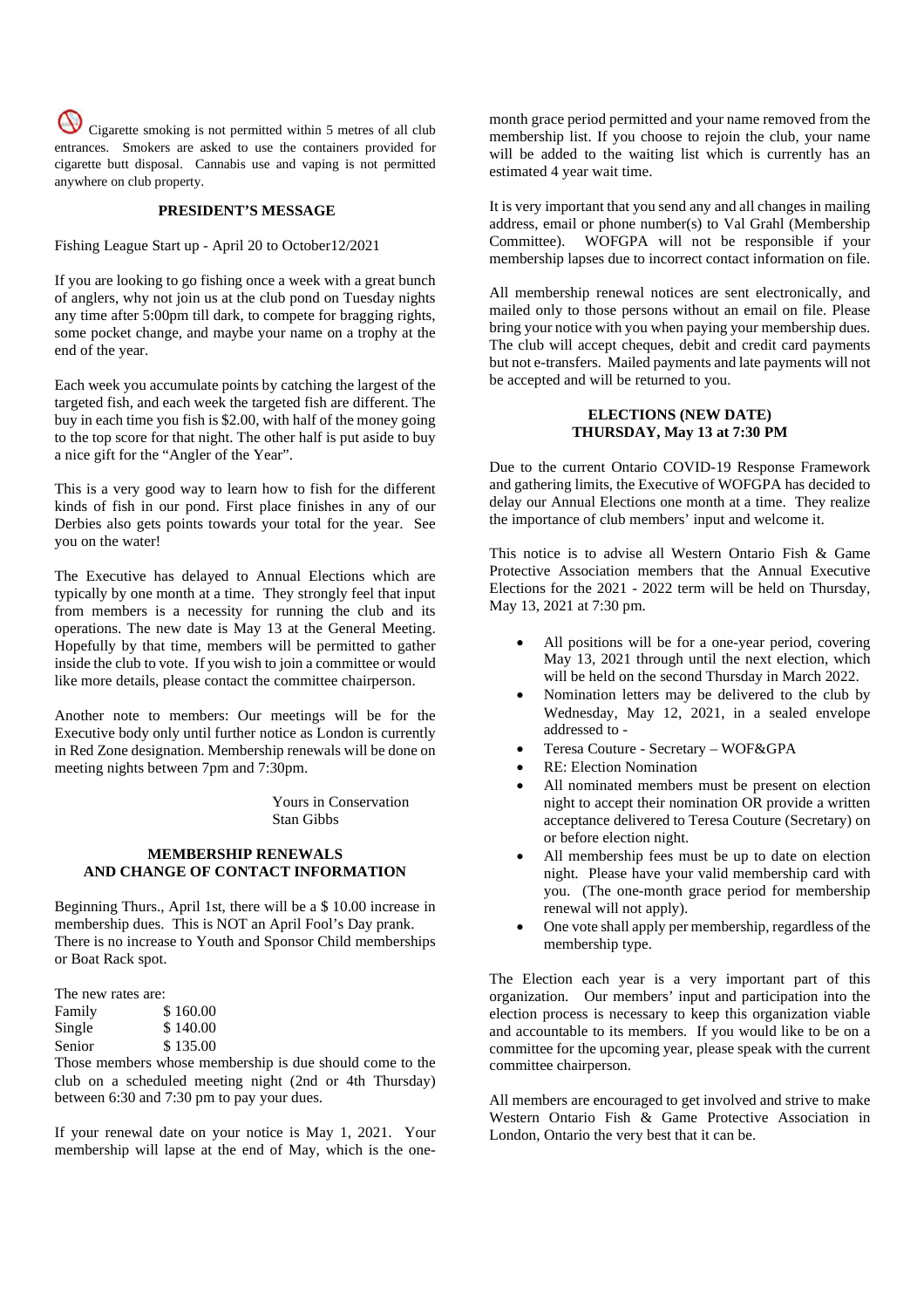Cigarette smoking is not permitted within 5 metres of all club entrances. Smokers are asked to use the containers provided for cigarette butt disposal. Cannabis use and vaping is not permitted anywhere on club property.

## PRESIDENT'S MESSAGE

Fishing League Start up - April 20 to October12/2021

If you are looking to go fishing once a week with a great bunch of anglers, why not join us at the club pond on Tuesday nights any time after 5:00pm till dark, to compete for bragging rights, some pocket change, and maybe your name on a trophy at the end of the year.

Each week you accumulate points by catching the largest of the targeted fish, and each week the targeted fish are different. The buy in each time you fish is $2.00, with half of the money going to the top score for that night. The other half is put aside to buy a nice gift for the "Angler of the Year".

This is a very good way to learn how to fish for the different kinds of fish in our pond. First place finishes in any of our Derbies also gets points towards your total for the year. See you on the water!

The Executive has delayed to Annual Elections which are typically by one month at a time. They strongly feel that input from members is a necessity for running the club and its operations. The new date is May 13 at the General Meeting. Hopefully by that time, members will be permitted to gather inside the club to vote. If you wish to join a committee or would like more details, please contact the committee chairperson.

Another note to members: Our meetings will be for the Executive body only until further notice as London is currently in Red Zone designation. Membership renewals will be done on meeting nights between 7pm and 7:30pm.

Yours in Conservation
Stan Gibbs

## MEMBERSHIP RENEWALS AND CHANGE OF CONTACT INFORMATION

Beginning Thurs., April 1st, there will be a $ 10.00 increase in membership dues. This is NOT an April Fool's Day prank. There is no increase to Youth and Sponsor Child memberships or Boat Rack spot.

The new rates are:

| | |
|---|---|
| Family | $ 160.00 |
| Single | $ 140.00 |
| Senior | $ 135.00 |

Those members whose membership is due should come to the club on a scheduled meeting night (2nd or 4th Thursday) between 6:30 and 7:30 pm to pay your dues.

If your renewal date on your notice is May 1, 2021. Your membership will lapse at the end of May, which is the one-month grace period permitted and your name removed from the membership list. If you choose to rejoin the club, your name will be added to the waiting list which is currently has an estimated 4 year wait time.

It is very important that you send any and all changes in mailing address, email or phone number(s) to Val Grahl (Membership Committee). WOFGPA will not be responsible if your membership lapses due to incorrect contact information on file.

All membership renewal notices are sent electronically, and mailed only to those persons without an email on file. Please bring your notice with you when paying your membership dues. The club will accept cheques, debit and credit card payments but not e-transfers. Mailed payments and late payments will not be accepted and will be returned to you.

## ELECTIONS (NEW DATE) THURSDAY, May 13 at 7:30 PM

Due to the current Ontario COVID-19 Response Framework and gathering limits, the Executive of WOFGPA has decided to delay our Annual Elections one month at a time. They realize the importance of club members' input and welcome it.

This notice is to advise all Western Ontario Fish & Game Protective Association members that the Annual Executive Elections for the 2021 - 2022 term will be held on Thursday, May 13, 2021 at 7:30 pm.

- All positions will be for a one-year period, covering May 13, 2021 through until the next election, which will be held on the second Thursday in March 2022.
- Nomination letters may be delivered to the club by Wednesday, May 12, 2021, in a sealed envelope addressed to -
- Teresa Couture - Secretary – WOF&GPA
- RE: Election Nomination
- All nominated members must be present on election night to accept their nomination OR provide a written acceptance delivered to Teresa Couture (Secretary) on or before election night.
- All membership fees must be up to date on election night. Please have your valid membership card with you. (The one-month grace period for membership renewal will not apply).
- One vote shall apply per membership, regardless of the membership type.

The Election each year is a very important part of this organization. Our members' input and participation into the election process is necessary to keep this organization viable and accountable to its members. If you would like to be on a committee for the upcoming year, please speak with the current committee chairperson.

All members are encouraged to get involved and strive to make Western Ontario Fish & Game Protective Association in London, Ontario the very best that it can be.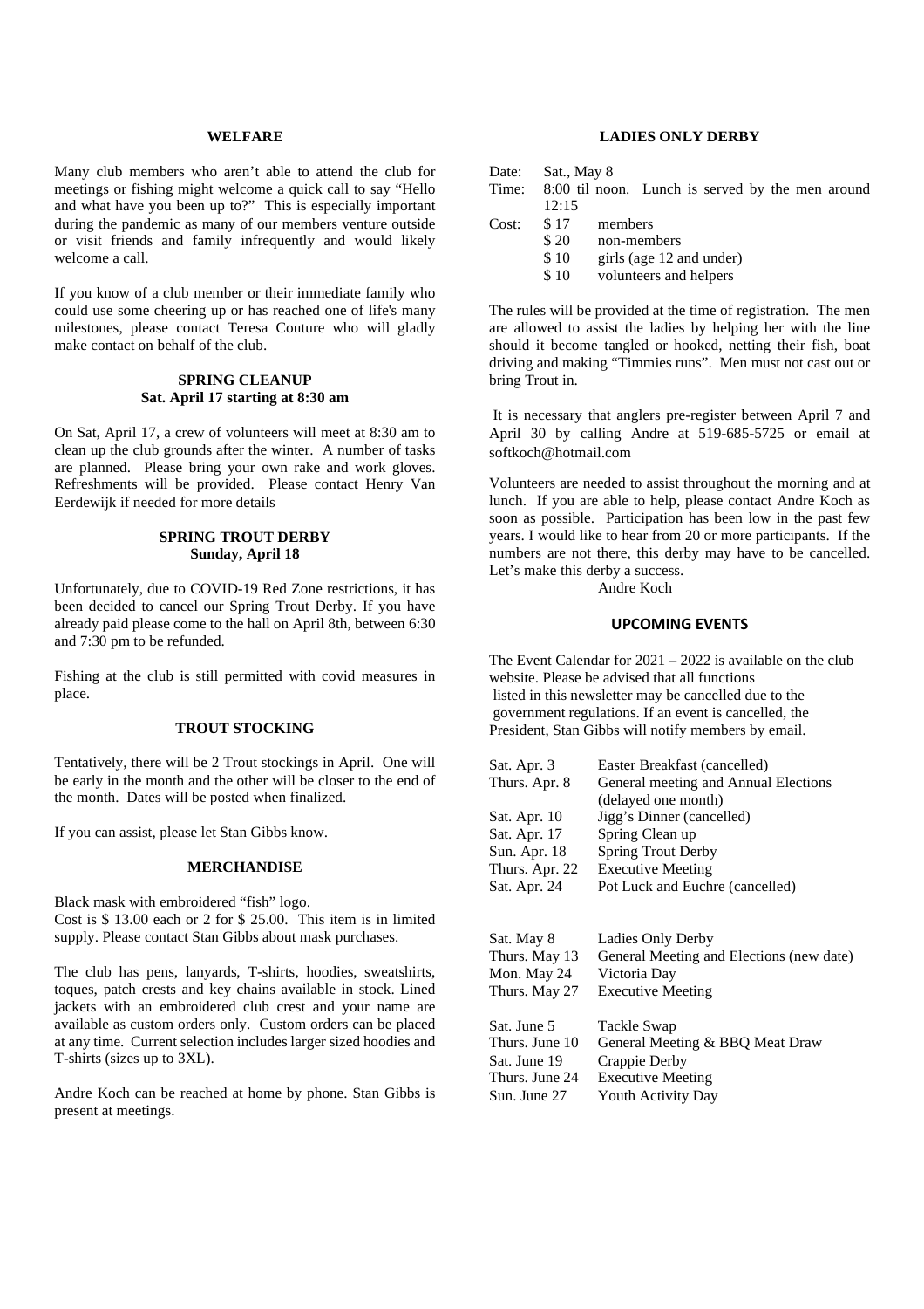## WELFARE

Many club members who aren't able to attend the club for meetings or fishing might welcome a quick call to say "Hello and what have you been up to?" This is especially important during the pandemic as many of our members venture outside or visit friends and family infrequently and would likely welcome a call.

If you know of a club member or their immediate family who could use some cheering up or has reached one of life's many milestones, please contact Teresa Couture who will gladly make contact on behalf of the club.

## SPRING CLEANUP
**Sat. April 17 starting at 8:30 am**

On Sat, April 17, a crew of volunteers will meet at 8:30 am to clean up the club grounds after the winter. A number of tasks are planned. Please bring your own rake and work gloves. Refreshments will be provided. Please contact Henry Van Eerdewijk if needed for more details

## SPRING TROUT DERBY
**Sunday, April 18**

Unfortunately, due to COVID-19 Red Zone restrictions, it has been decided to cancel our Spring Trout Derby. If you have already paid please come to the hall on April 8th, between 6:30 and 7:30 pm to be refunded.

Fishing at the club is still permitted with covid measures in place.

## TROUT STOCKING

Tentatively, there will be 2 Trout stockings in April. One will be early in the month and the other will be closer to the end of the month. Dates will be posted when finalized.

If you can assist, please let Stan Gibbs know.

## MERCHANDISE

Black mask with embroidered "fish" logo.
Cost is $ 13.00 each or 2 for $ 25.00. This item is in limited supply. Please contact Stan Gibbs about mask purchases.

The club has pens, lanyards, T-shirts, hoodies, sweatshirts, toques, patch crests and key chains available in stock. Lined jackets with an embroidered club crest and your name are available as custom orders only. Custom orders can be placed at any time. Current selection includes larger sized hoodies and T-shirts (sizes up to 3XL).

Andre Koch can be reached at home by phone. Stan Gibbs is present at meetings.

## LADIES ONLY DERBY

Date: Sat., May 8
Time: 8:00 til noon. Lunch is served by the men around 12:15
Cost:
- $ 17 members
- $ 20 non-members
- $ 10 girls (age 12 and under)
- $ 10 volunteers and helpers

The rules will be provided at the time of registration. The men are allowed to assist the ladies by helping her with the line should it become tangled or hooked, netting their fish, boat driving and making "Timmies runs". Men must not cast out or bring Trout in.

It is necessary that anglers pre-register between April 7 and April 30 by calling Andre at 519-685-5725 or email at softkoch@hotmail.com

Volunteers are needed to assist throughout the morning and at lunch. If you are able to help, please contact Andre Koch as soon as possible. Participation has been low in the past few years. I would like to hear from 20 or more participants. If the numbers are not there, this derby may have to be cancelled. Let's make this derby a success.

Andre Koch

## UPCOMING EVENTS

The Event Calendar for 2021 – 2022 is available on the club website. Please be advised that all functions listed in this newsletter may be cancelled due to the government regulations. If an event is cancelled, the President, Stan Gibbs will notify members by email.

| | |
|---|---|
| Sat. Apr. 3 | Easter Breakfast (cancelled) |
| Thurs. Apr. 8 | General meeting and Annual Elections (delayed one month) |
| Sat. Apr. 10 | Jigg's Dinner (cancelled) |
| Sat. Apr. 17 | Spring Clean up |
| Sun. Apr. 18 | Spring Trout Derby |
| Thurs. Apr. 22 | Executive Meeting |
| Sat. Apr. 24 | Pot Luck and Euchre (cancelled) |
| Sat. May 8 | Ladies Only Derby |
| Thurs. May 13 | General Meeting and Elections (new date) |
| Mon. May 24 | Victoria Day |
| Thurs. May 27 | Executive Meeting |
| Sat. June 5 | Tackle Swap |
| Thurs. June 10 | General Meeting & BBQ Meat Draw |
| Sat. June 19 | Crappie Derby |
| Thurs. June 24 | Executive Meeting |
| Sun. June 27 | Youth Activity Day |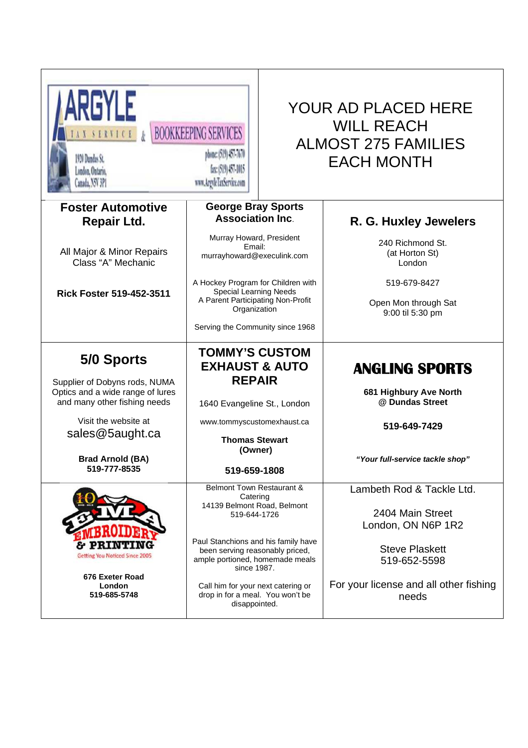| | | |
|---|---|---|
| ARGYLE TAX SERVICE & BOOKKEEPING SERVICES<br>1920 Dundas St. London, Ontario, Canada, N5V 3P1<br>phone: (519) 457-7670<br>fax: (519) 457-1015<br>www.ArgyleTaxService.com | | YOUR AD PLACED HERE WILL REACH ALMOST 275 FAMILIES EACH MONTH |
| **Foster Automotive Repair Ltd.**<br><br>All Major & Minor Repairs<br>Class "A" Mechanic<br><br>**Rick Foster 519-452-3511** | **George Bray Sports Association Inc.**<br><br>Murray Howard, President<br>Email:<br>murrayhoward@execulink.com<br><br>A Hockey Program for Children with Special Learning Needs<br>A Parent Participating Non-Profit Organization<br><br>Serving the Community since 1968 | **R. G. Huxley Jewelers**<br><br>240 Richmond St.<br>(at Horton St)<br>London<br><br>519-679-8427<br><br>Open Mon through Sat<br>9:00 til 5:30 pm |
| **5/0 Sports**<br><br>Supplier of Dobyns rods, NUMA Optics and a wide range of lures and many other fishing needs<br><br>Visit the website at<br>sales@5aught.ca<br><br>**Brad Arnold (BA)**<br>**519-777-8535** | **TOMMY'S CUSTOM EXHAUST & AUTO REPAIR**<br><br>1640 Evangeline St., London<br><br>www.tommyscustomexhaust.ca<br><br>**Thomas Stewart (Owner)**<br><br>**519-659-1808** | **ANGLING SPORTS**<br><br>**681 Highbury Ave North @ Dundas Street**<br><br>**519-649-7429**<br><br>***"Your full-service tackle shop"*** |
| 10 EMA EMBROIDERY & PRINTING<br>Getting You Noticed Since 2005<br><br>**676 Exeter Road**<br>**London**<br>**519-685-5748** | Belmont Town Restaurant & Catering<br>14139 Belmont Road, Belmont<br>519-644-1726<br><br>Paul Stanchions and his family have been serving reasonably priced, ample portioned, homemade meals since 1987.<br><br>Call him for your next catering or drop in for a meal. You won't be disappointed. | Lambeth Rod & Tackle Ltd.<br><br>2404 Main Street<br>London, ON N6P 1R2<br><br>Steve Plaskett<br>519-652-5598<br><br>For your license and all other fishing needs |